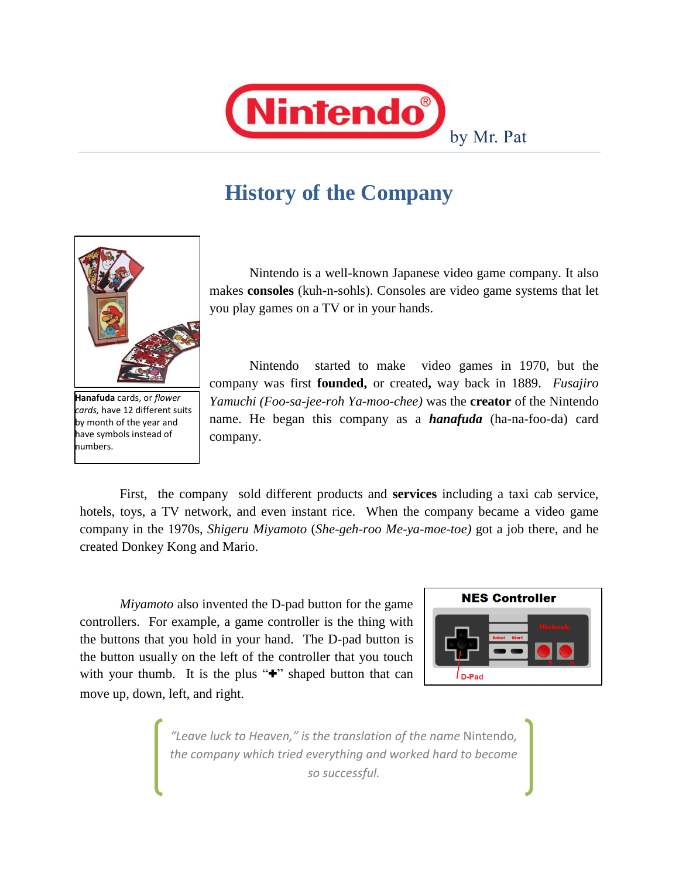# Nintendo by Mr. Pat

## History of the Company

**Hanafuda** cards, or *flower cards,* have 12 different suits by month of the year and have symbols instead of numbers.

Nintendo is a well-known Japanese video game company. It also makes **consoles** (kuh-n-sohls). Consoles are video game systems that let you play games on a TV or in your hands.

Nintendo started to make video games in 1970, but the company was first **founded,** or created**,** way back in 1889. *Fusajiro Yamuchi (Foo-sa-jee-roh Ya-moo-chee)* was the **creator** of the Nintendo name. He began this company as a ***hanafuda*** (ha-na-foo-da) card company.

First, the company sold different products and **services** including a taxi cab service, hotels, toys, a TV network, and even instant rice. When the company became a video game company in the 1970s, *Shigeru Miyamoto* (*She-geh-roo Me-ya-moe-toe)* got a job there, and he created Donkey Kong and Mario.

*Miyamoto* also invented the D-pad button for the game controllers. For example, a game controller is the thing with the buttons that you hold in your hand. The D-pad button is the button usually on the left of the controller that you touch with your thumb. It is the plus "**+**" shaped button that can move up, down, left, and right.

**NES Controller**

D-Pad

> *"Leave luck to Heaven," is the translation of the name* Nintendo, *the company which tried everything and worked hard to become so successful.*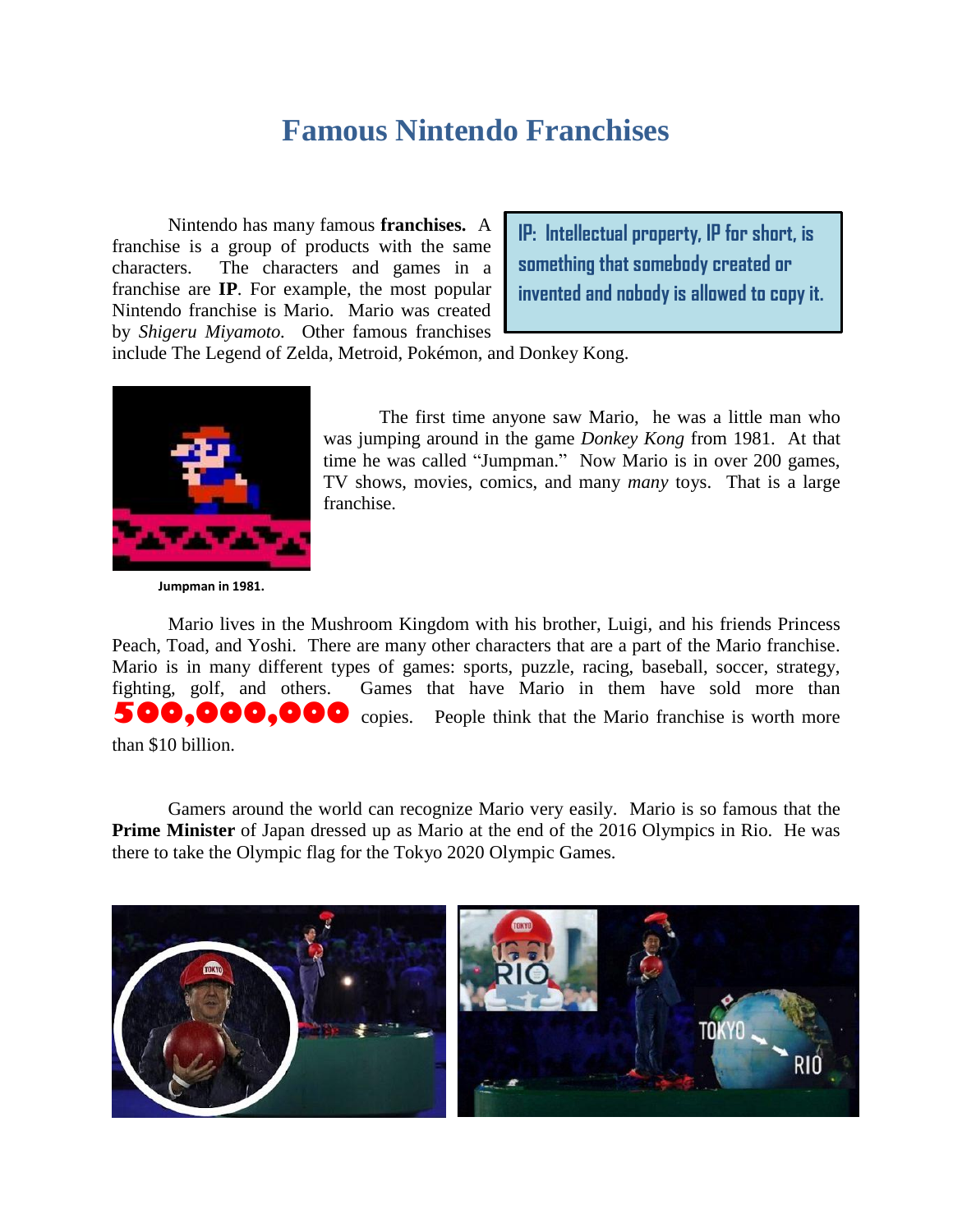# Famous Nintendo Franchises

Nintendo has many famous **franchises.** A franchise is a group of products with the same characters. The characters and games in a franchise are **IP**. For example, the most popular Nintendo franchise is Mario. Mario was created by *Shigeru Miyamoto.* Other famous franchises include The Legend of Zelda, Metroid, Pokémon, and Donkey Kong.

**IP: Intellectual property, IP for short, is something that somebody created or invented and nobody is allowed to copy it.**

The first time anyone saw Mario, he was a little man who was jumping around in the game *Donkey Kong* from 1981. At that time he was called "Jumpman." Now Mario is in over 200 games, TV shows, movies, comics, and many *many* toys. That is a large franchise.

**Jumpman in 1981.**

Mario lives in the Mushroom Kingdom with his brother, Luigi, and his friends Princess Peach, Toad, and Yoshi. There are many other characters that are a part of the Mario franchise. Mario is in many different types of games: sports, puzzle, racing, baseball, soccer, strategy, fighting, golf, and others. Games that have Mario in them have sold more than **500,000,000** copies. People think that the Mario franchise is worth more than $10 billion.

Gamers around the world can recognize Mario very easily. Mario is so famous that the **Prime Minister** of Japan dressed up as Mario at the end of the 2016 Olympics in Rio. He was there to take the Olympic flag for the Tokyo 2020 Olympic Games.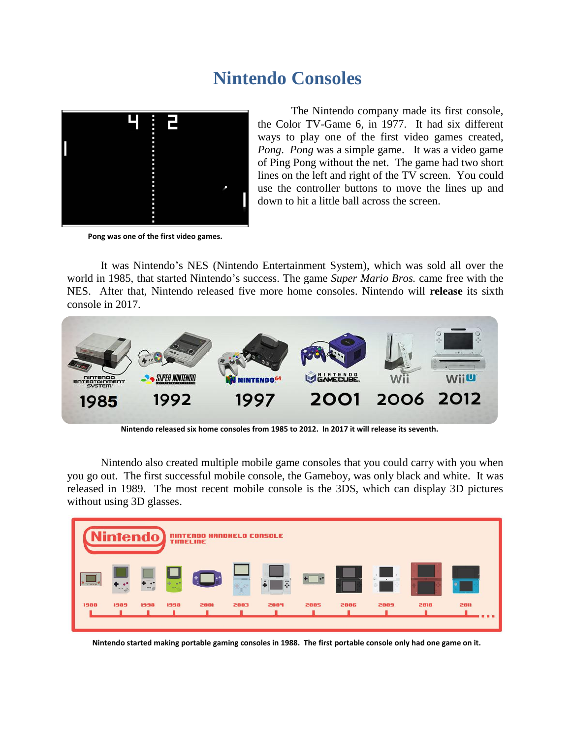# Nintendo Consoles

The Nintendo company made its first console, the Color TV-Game 6, in 1977. It had six different ways to play one of the first video games created, *Pong*. *Pong* was a simple game. It was a video game of Ping Pong without the net. The game had two short lines on the left and right of the TV screen. You could use the controller buttons to move the lines up and down to hit a little ball across the screen.

**Pong was one of the first video games.**

It was Nintendo's NES (Nintendo Entertainment System), which was sold all over the world in 1985, that started Nintendo's success. The game *Super Mario Bros.* came free with the NES. After that, Nintendo released five more home consoles. Nintendo will **release** its sixth console in 2017.

**Nintendo released six home consoles from 1985 to 2012. In 2017 it will release its seventh.**

Nintendo also created multiple mobile game consoles that you could carry with you when you go out. The first successful mobile console, the Gameboy, was only black and white. It was released in 1989. The most recent mobile console is the 3DS, which can display 3D pictures without using 3D glasses.

**Nintendo started making portable gaming consoles in 1988. The first portable console only had one game on it.**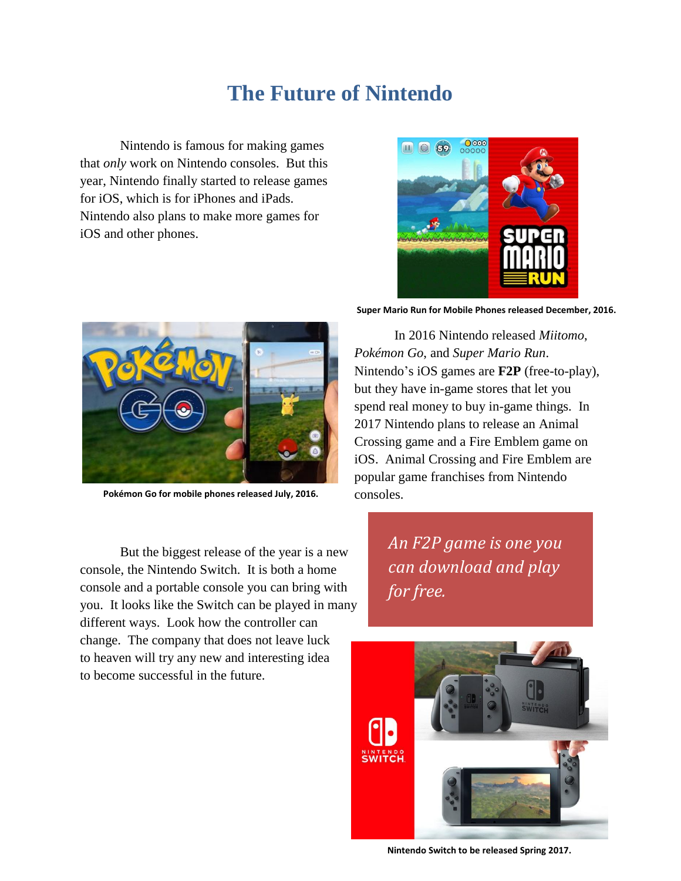# The Future of Nintendo

Nintendo is famous for making games that *only* work on Nintendo consoles. But this year, Nintendo finally started to release games for iOS, which is for iPhones and iPads. Nintendo also plans to make more games for iOS and other phones.

**Super Mario Run for Mobile Phones released December, 2016.**

**Pokémon Go for mobile phones released July, 2016.**

In 2016 Nintendo released *Miitomo*, *Pokémon Go*, and *Super Mario Run*. Nintendo's iOS games are **F2P** (free-to-play), but they have in-game stores that let you spend real money to buy in-game things. In 2017 Nintendo plans to release an Animal Crossing game and a Fire Emblem game on iOS. Animal Crossing and Fire Emblem are popular game franchises from Nintendo consoles.

*An F2P game is one you can download and play for free.*

But the biggest release of the year is a new console, the Nintendo Switch. It is both a home console and a portable console you can bring with you. It looks like the Switch can be played in many different ways. Look how the controller can change. The company that does not leave luck to heaven will try any new and interesting idea to become successful in the future.

**Nintendo Switch to be released Spring 2017.**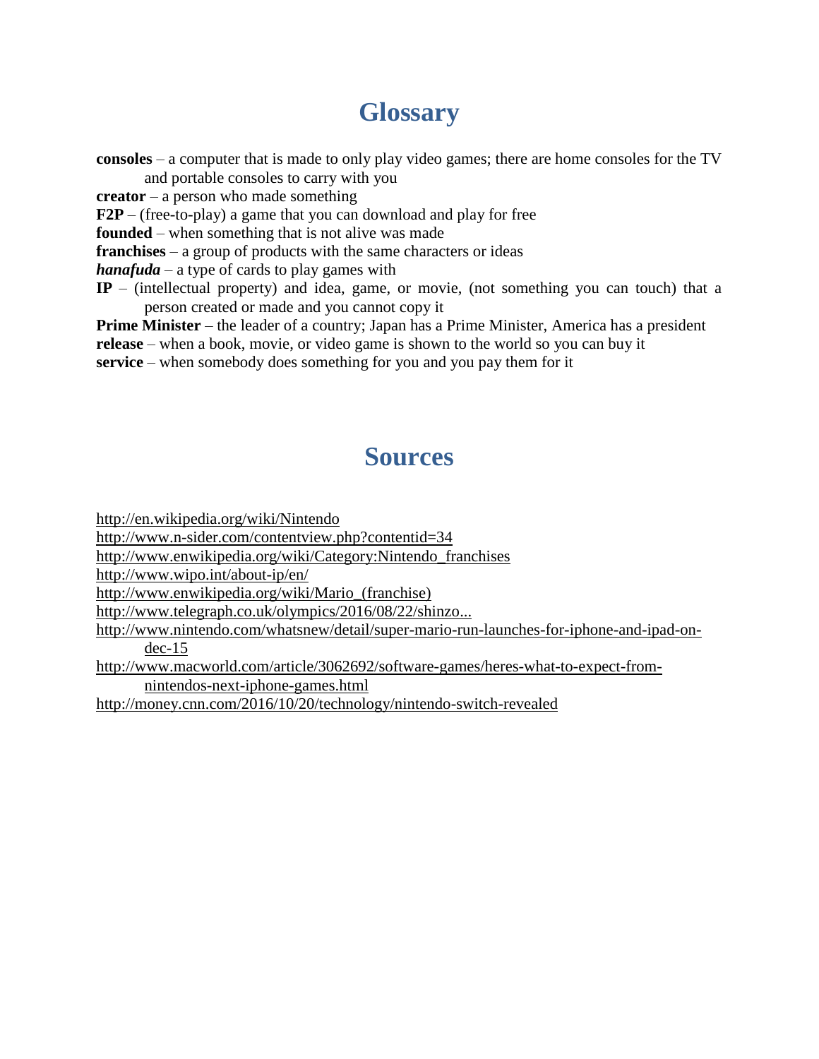# Glossary

**consoles** – a computer that is made to only play video games; there are home consoles for the TV and portable consoles to carry with you

**creator** – a person who made something

**F2P** – (free-to-play) a game that you can download and play for free

**founded** – when something that is not alive was made

**franchises** – a group of products with the same characters or ideas

***hanafuda*** – a type of cards to play games with

**IP** – (intellectual property) and idea, game, or movie, (not something you can touch) that a person created or made and you cannot copy it

**Prime Minister** – the leader of a country; Japan has a Prime Minister, America has a president

**release** – when a book, movie, or video game is shown to the world so you can buy it

**service** – when somebody does something for you and you pay them for it

# Sources

http://en.wikipedia.org/wiki/Nintendo

http://www.n-sider.com/contentview.php?contentid=34

http://www.enwikipedia.org/wiki/Category:Nintendo_franchises

http://www.wipo.int/about-ip/en/

http://www.enwikipedia.org/wiki/Mario_(franchise)

http://www.telegraph.co.uk/olympics/2016/08/22/shinzo...

http://www.nintendo.com/whatsnew/detail/super-mario-run-launches-for-iphone-and-ipad-on-dec-15

http://www.macworld.com/article/3062692/software-games/heres-what-to-expect-from-nintendos-next-iphone-games.html

http://money.cnn.com/2016/10/20/technology/nintendo-switch-revealed